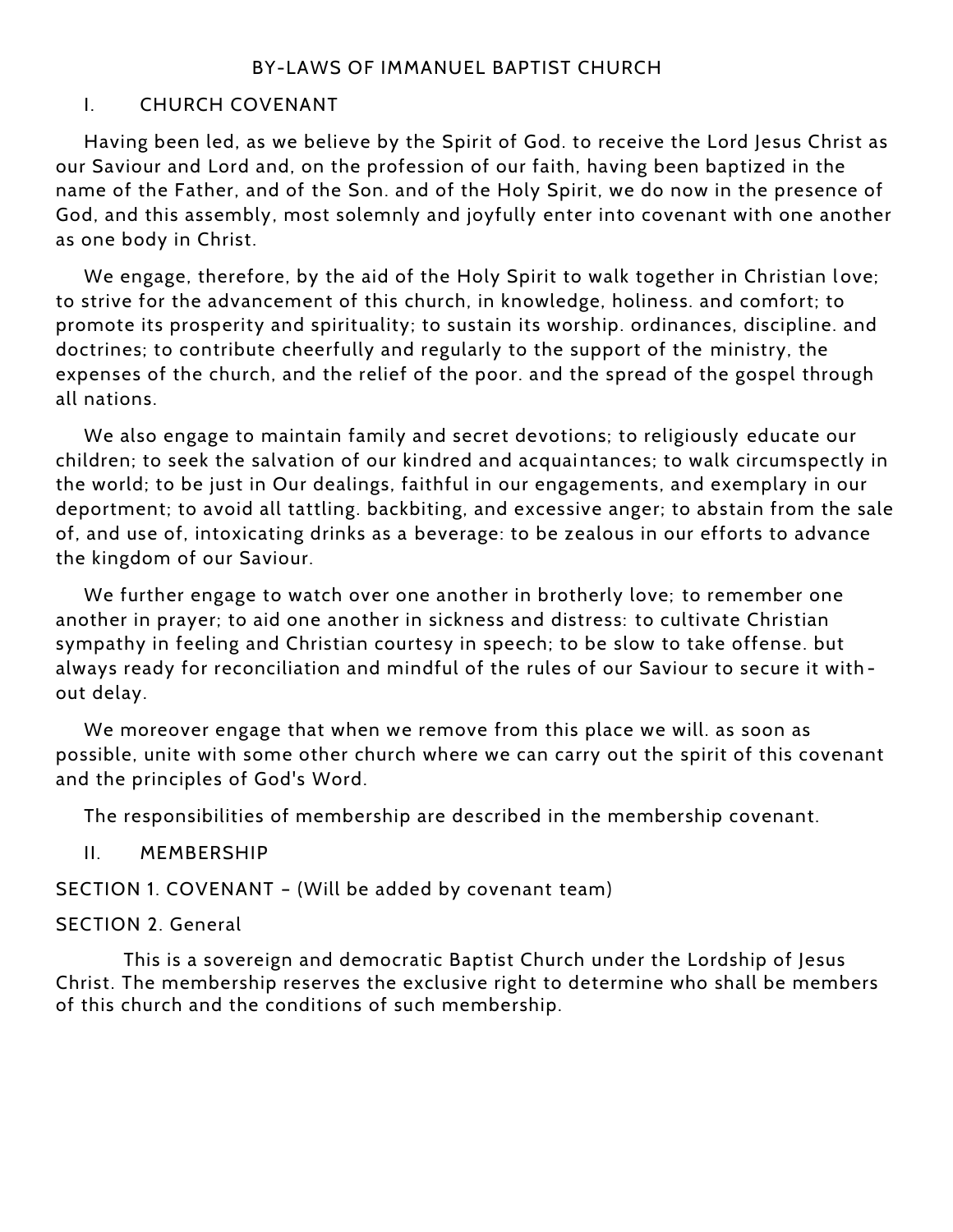# BY-LAWS OF IMMANUEL BAPTIST CHURCH

## I. CHURCH COVENANT

Having been led, as we believe by the Spirit of God. to receive the Lord Jesus Christ as our Saviour and Lord and, on the profession of our faith, having been baptized in the name of the Father, and of the Son. and of the Holy Spirit, we do now in the presence of God, and this assembly, most solemnly and joyfully enter into covenant with one another as one body in Christ.

We engage, therefore, by the aid of the Holy Spirit to walk together in Christian love; to strive for the advancement of this church, in knowledge, holiness. and comfort; to promote its prosperity and spirituality; to sustain its worship. ordinances, discipline. and doctrines; to contribute cheerfully and regularly to the support of the ministry, the expenses of the church, and the relief of the poor. and the spread of the gospel through all nations.

We also engage to maintain family and secret devotions; to religiously educate our children; to seek the salvation of our kindred and acquaintances; to walk circumspectly in the world; to be just in Our dealings, faithful in our engagements, and exemplary in our deportment; to avoid all tattling. backbiting, and excessive anger; to abstain from the sale of, and use of, intoxicating drinks as a beverage: to be zealous in our efforts to advance the kingdom of our Saviour.

We further engage to watch over one another in brotherly love; to remember one another in prayer; to aid one another in sickness and distress: to cultivate Christian sympathy in feeling and Christian courtesy in speech; to be slow to take offense. but always ready for reconciliation and mindful of the rules of our Saviour to secure it without delay.

We moreover engage that when we remove from this place we will. as soon as possible, unite with some other church where we can carry out the spirit of this covenant and the principles of God's Word.

The responsibilities of membership are described in the membership covenant.

## II. MEMBERSHIP

### SECTION 1. COVENANT – (Will be added by covenant team)

### SECTION 2. General

This is a sovereign and democratic Baptist Church under the Lordship of Jesus Christ. The membership reserves the exclusive right to determine who shall be members of this church and the conditions of such membership.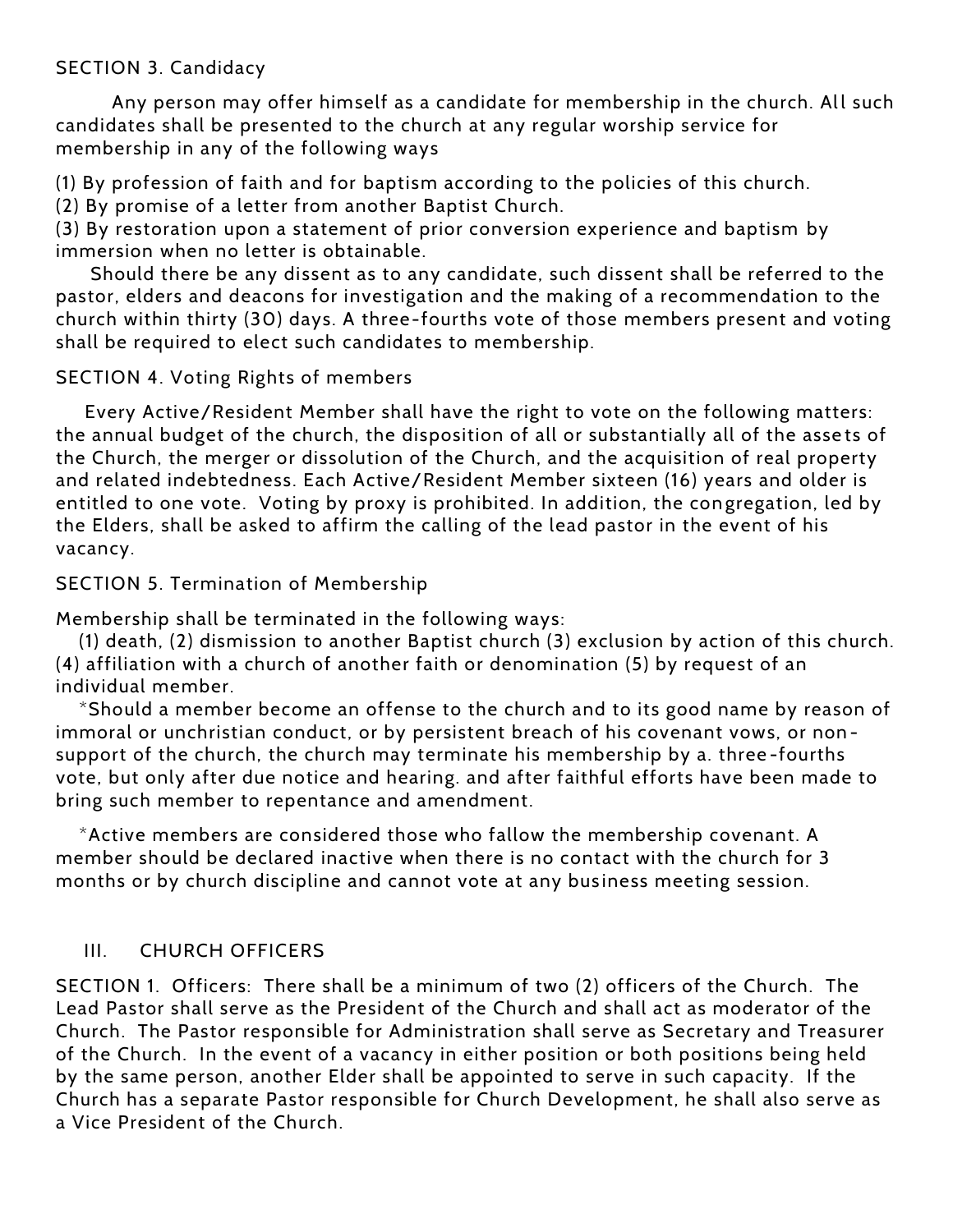SECTION 3. Candidacy

Any person may offer himself as a candidate for membership in the church. All such candidates shall be presented to the church at any regular worship service for membership in any of the following ways

(1) By profession of faith and for baptism according to the policies of this church.
(2) By promise of a letter from another Baptist Church.
(3) By restoration upon a statement of prior conversion experience and baptism by immersion when no letter is obtainable.

Should there be any dissent as to any candidate, such dissent shall be referred to the pastor, elders and deacons for investigation and the making of a recommendation to the church within thirty (30) days. A three-fourths vote of those members present and voting shall be required to elect such candidates to membership.

SECTION 4. Voting Rights of members

Every Active/Resident Member shall have the right to vote on the following matters: the annual budget of the church, the disposition of all or substantially all of the assets of the Church, the merger or dissolution of the Church, and the acquisition of real property and related indebtedness. Each Active/Resident Member sixteen (16) years and older is entitled to one vote. Voting by proxy is prohibited. In addition, the congregation, led by the Elders, shall be asked to affirm the calling of the lead pastor in the event of his vacancy.

SECTION 5. Termination of Membership

Membership shall be terminated in the following ways:

(1) death, (2) dismission to another Baptist church (3) exclusion by action of this church. (4) affiliation with a church of another faith or denomination (5) by request of an individual member.

*Should a member become an offense to the church and to its good name by reason of immoral or unchristian conduct, or by persistent breach of his covenant vows, or non-support of the church, the church may terminate his membership by a. three-fourths vote, but only after due notice and hearing. and after faithful efforts have been made to bring such member to repentance and amendment.

*Active members are considered those who fallow the membership covenant. A member should be declared inactive when there is no contact with the church for 3 months or by church discipline and cannot vote at any business meeting session.

## III. CHURCH OFFICERS

SECTION 1. Officers: There shall be a minimum of two (2) officers of the Church. The Lead Pastor shall serve as the President of the Church and shall act as moderator of the Church. The Pastor responsible for Administration shall serve as Secretary and Treasurer of the Church. In the event of a vacancy in either position or both positions being held by the same person, another Elder shall be appointed to serve in such capacity. If the Church has a separate Pastor responsible for Church Development, he shall also serve as a Vice President of the Church.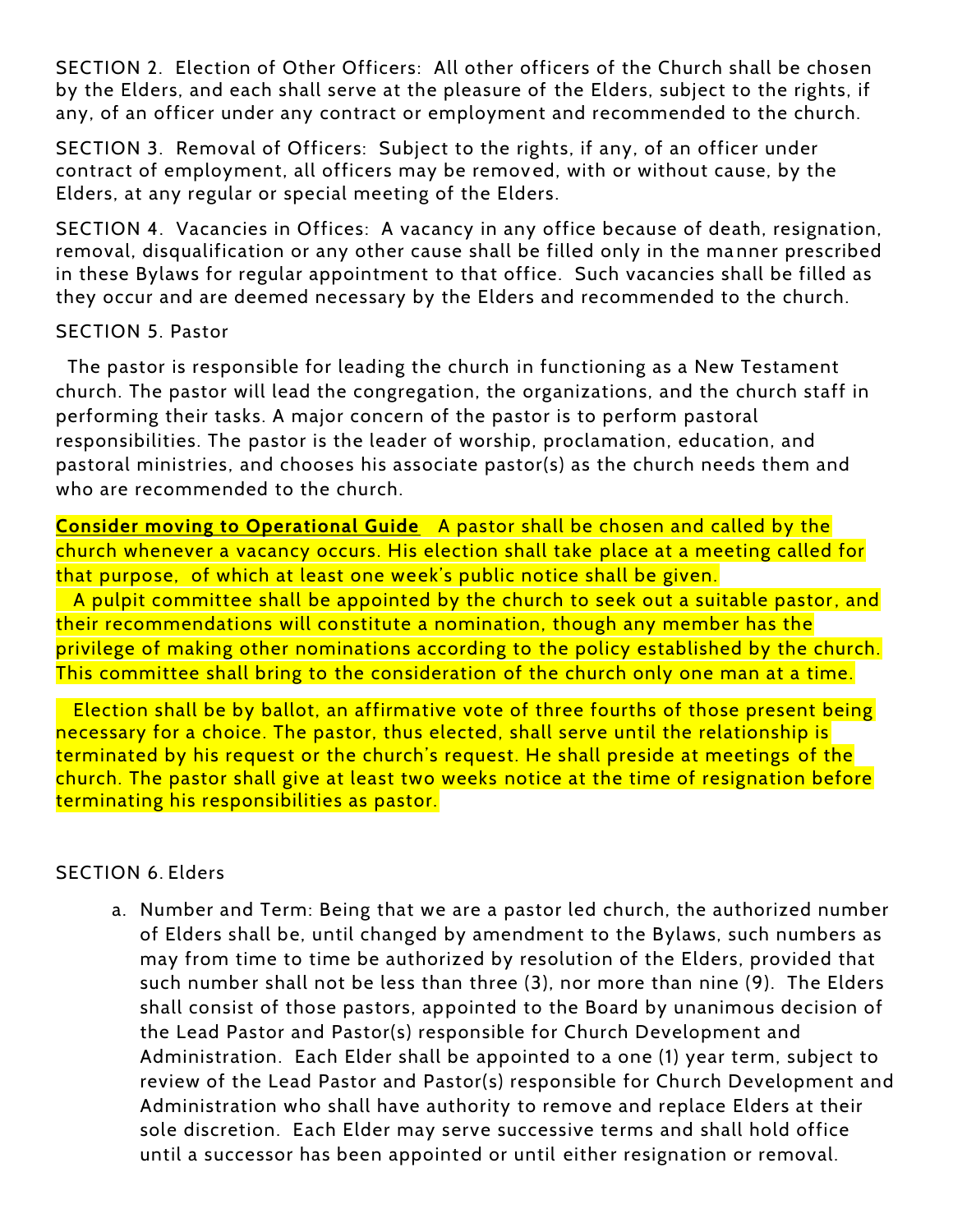SECTION 2. Election of Other Officers: All other officers of the Church shall be chosen by the Elders, and each shall serve at the pleasure of the Elders, subject to the rights, if any, of an officer under any contract or employment and recommended to the church.

SECTION 3. Removal of Officers: Subject to the rights, if any, of an officer under contract of employment, all officers may be removed, with or without cause, by the Elders, at any regular or special meeting of the Elders.

SECTION 4. Vacancies in Offices: A vacancy in any office because of death, resignation, removal, disqualification or any other cause shall be filled only in the manner prescribed in these Bylaws for regular appointment to that office. Such vacancies shall be filled as they occur and are deemed necessary by the Elders and recommended to the church.

SECTION 5. Pastor

The pastor is responsible for leading the church in functioning as a New Testament church. The pastor will lead the congregation, the organizations, and the church staff in performing their tasks. A major concern of the pastor is to perform pastoral responsibilities. The pastor is the leader of worship, proclamation, education, and pastoral ministries, and chooses his associate pastor(s) as the church needs them and who are recommended to the church.

**Consider moving to Operational Guide** A pastor shall be chosen and called by the church whenever a vacancy occurs. His election shall take place at a meeting called for that purpose, of which at least one week's public notice shall be given.

A pulpit committee shall be appointed by the church to seek out a suitable pastor, and their recommendations will constitute a nomination, though any member has the privilege of making other nominations according to the policy established by the church. This committee shall bring to the consideration of the church only one man at a time.

Election shall be by ballot, an affirmative vote of three fourths of those present being necessary for a choice. The pastor, thus elected, shall serve until the relationship is terminated by his request or the church's request. He shall preside at meetings of the church. The pastor shall give at least two weeks notice at the time of resignation before terminating his responsibilities as pastor.

SECTION 6. Elders

a. Number and Term: Being that we are a pastor led church, the authorized number of Elders shall be, until changed by amendment to the Bylaws, such numbers as may from time to time be authorized by resolution of the Elders, provided that such number shall not be less than three (3), nor more than nine (9). The Elders shall consist of those pastors, appointed to the Board by unanimous decision of the Lead Pastor and Pastor(s) responsible for Church Development and Administration. Each Elder shall be appointed to a one (1) year term, subject to review of the Lead Pastor and Pastor(s) responsible for Church Development and Administration who shall have authority to remove and replace Elders at their sole discretion. Each Elder may serve successive terms and shall hold office until a successor has been appointed or until either resignation or removal.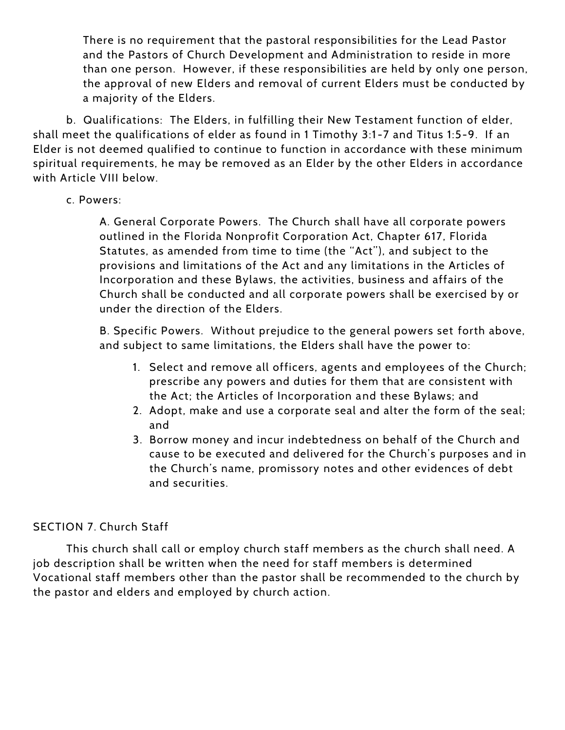There is no requirement that the pastoral responsibilities for the Lead Pastor and the Pastors of Church Development and Administration to reside in more than one person. However, if these responsibilities are held by only one person, the approval of new Elders and removal of current Elders must be conducted by a majority of the Elders.

b. Qualifications: The Elders, in fulfilling their New Testament function of elder, shall meet the qualifications of elder as found in 1 Timothy 3:1-7 and Titus 1:5-9. If an Elder is not deemed qualified to continue to function in accordance with these minimum spiritual requirements, he may be removed as an Elder by the other Elders in accordance with Article VIII below.

c. Powers:

A. General Corporate Powers. The Church shall have all corporate powers outlined in the Florida Nonprofit Corporation Act, Chapter 617, Florida Statutes, as amended from time to time (the "Act"), and subject to the provisions and limitations of the Act and any limitations in the Articles of Incorporation and these Bylaws, the activities, business and affairs of the Church shall be conducted and all corporate powers shall be exercised by or under the direction of the Elders.

B. Specific Powers. Without prejudice to the general powers set forth above, and subject to same limitations, the Elders shall have the power to:

1. Select and remove all officers, agents and employees of the Church; prescribe any powers and duties for them that are consistent with the Act; the Articles of Incorporation and these Bylaws; and
2. Adopt, make and use a corporate seal and alter the form of the seal; and
3. Borrow money and incur indebtedness on behalf of the Church and cause to be executed and delivered for the Church's purposes and in the Church's name, promissory notes and other evidences of debt and securities.

SECTION 7. Church Staff

This church shall call or employ church staff members as the church shall need. A job description shall be written when the need for staff members is determined Vocational staff members other than the pastor shall be recommended to the church by the pastor and elders and employed by church action.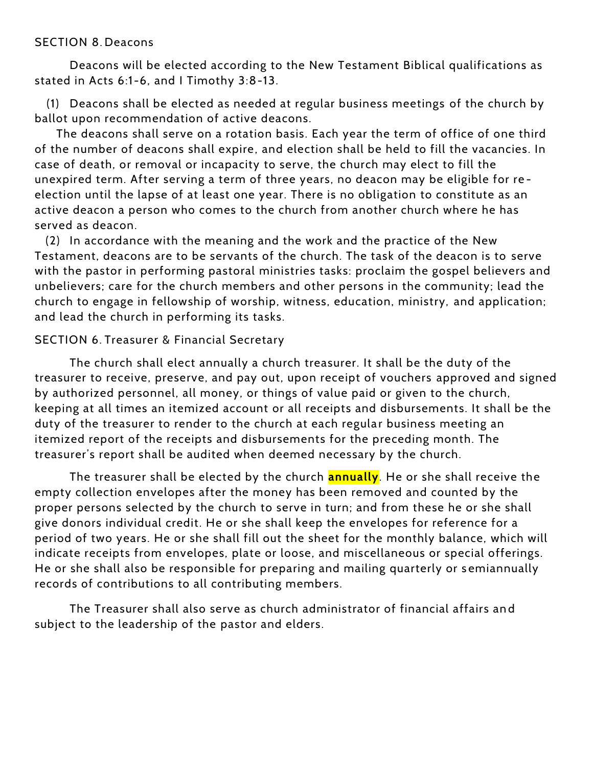SECTION 8. Deacons

Deacons will be elected according to the New Testament Biblical qualifications as stated in Acts 6:1-6, and I Timothy 3:8-13.

(1) Deacons shall be elected as needed at regular business meetings of the church by ballot upon recommendation of active deacons.

The deacons shall serve on a rotation basis. Each year the term of office of one third of the number of deacons shall expire, and election shall be held to fill the vacancies. In case of death, or removal or incapacity to serve, the church may elect to fill the unexpired term. After serving a term of three years, no deacon may be eligible for re-election until the lapse of at least one year. There is no obligation to constitute as an active deacon a person who comes to the church from another church where he has served as deacon.

(2) In accordance with the meaning and the work and the practice of the New Testament, deacons are to be servants of the church. The task of the deacon is to serve with the pastor in performing pastoral ministries tasks: proclaim the gospel believers and unbelievers; care for the church members and other persons in the community; lead the church to engage in fellowship of worship, witness, education, ministry, and application; and lead the church in performing its tasks.

SECTION 6. Treasurer & Financial Secretary

The church shall elect annually a church treasurer. It shall be the duty of the treasurer to receive, preserve, and pay out, upon receipt of vouchers approved and signed by authorized personnel, all money, or things of value paid or given to the church, keeping at all times an itemized account or all receipts and disbursements. It shall be the duty of the treasurer to render to the church at each regular business meeting an itemized report of the receipts and disbursements for the preceding month. The treasurer's report shall be audited when deemed necessary by the church.

The treasurer shall be elected by the church **annually**. He or she shall receive the empty collection envelopes after the money has been removed and counted by the proper persons selected by the church to serve in turn; and from these he or she shall give donors individual credit. He or she shall keep the envelopes for reference for a period of two years. He or she shall fill out the sheet for the monthly balance, which will indicate receipts from envelopes, plate or loose, and miscellaneous or special offerings. He or she shall also be responsible for preparing and mailing quarterly or semiannually records of contributions to all contributing members.

The Treasurer shall also serve as church administrator of financial affairs and subject to the leadership of the pastor and elders.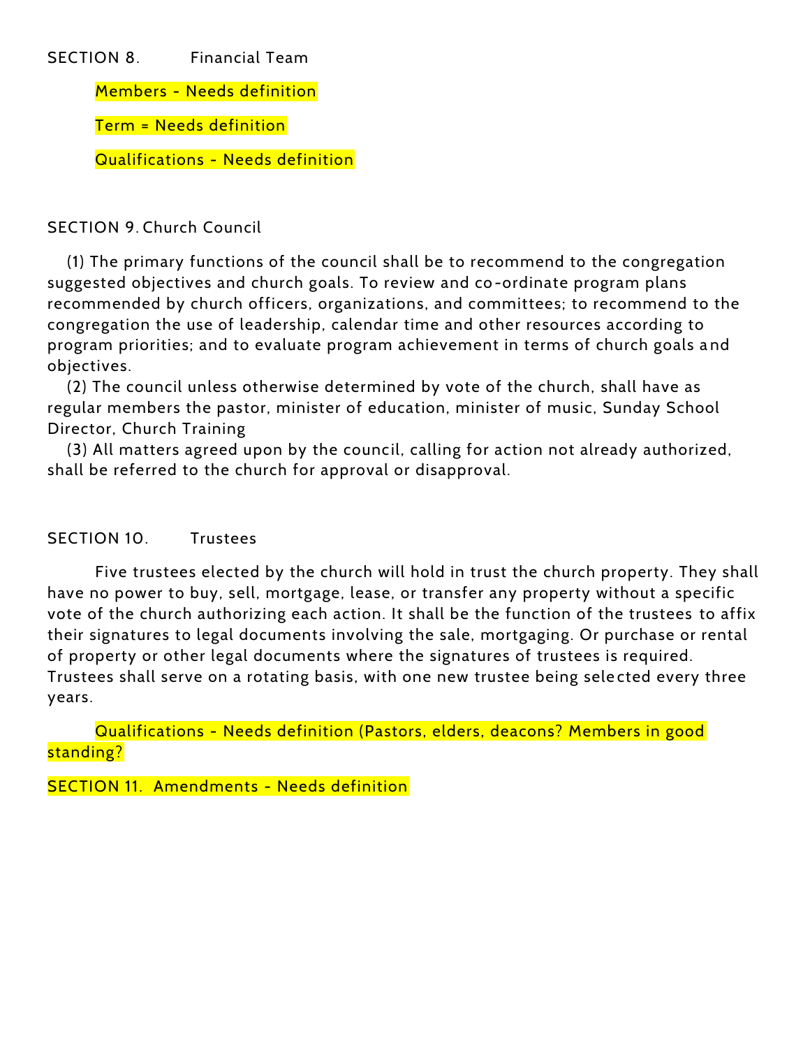## SECTION 8. Financial Team

Members - Needs definition

Term = Needs definition

Qualifications - Needs definition

## SECTION 9. Church Council

(1) The primary functions of the council shall be to recommend to the congregation suggested objectives and church goals. To review and co-ordinate program plans recommended by church officers, organizations, and committees; to recommend to the congregation the use of leadership, calendar time and other resources according to program priorities; and to evaluate program achievement in terms of church goals and objectives.

(2) The council unless otherwise determined by vote of the church, shall have as regular members the pastor, minister of education, minister of music, Sunday School Director, Church Training

(3) All matters agreed upon by the council, calling for action not already authorized, shall be referred to the church for approval or disapproval.

## SECTION 10. Trustees

Five trustees elected by the church will hold in trust the church property. They shall have no power to buy, sell, mortgage, lease, or transfer any property without a specific vote of the church authorizing each action. It shall be the function of the trustees to affix their signatures to legal documents involving the sale, mortgaging. Or purchase or rental of property or other legal documents where the signatures of trustees is required. Trustees shall serve on a rotating basis, with one new trustee being selected every three years.

Qualifications - Needs definition (Pastors, elders, deacons? Members in good standing?

## SECTION 11. Amendments - Needs definition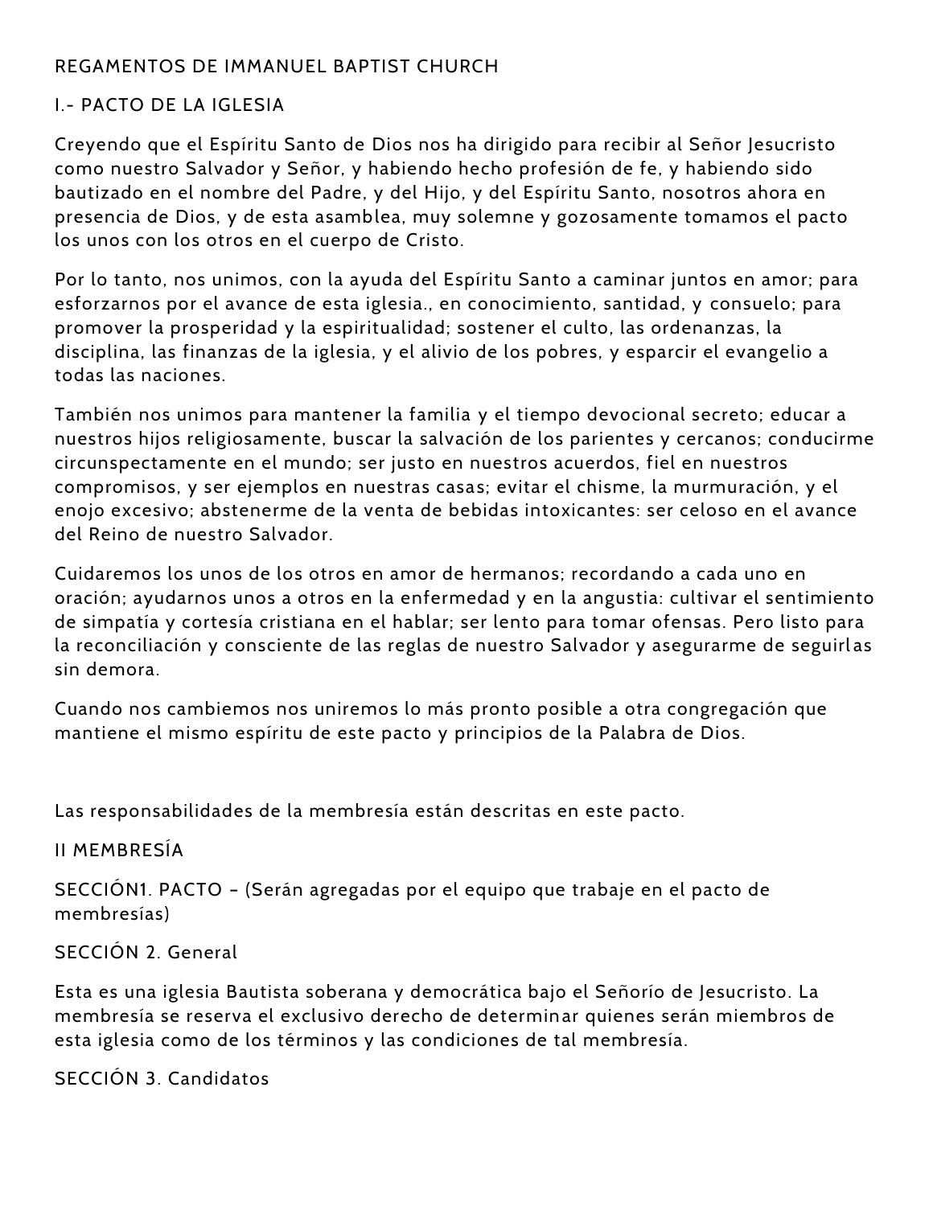REGAMENTOS DE IMMANUEL BAPTIST CHURCH

I.- PACTO DE LA IGLESIA

Creyendo que el Espíritu Santo de Dios nos ha dirigido para recibir al Señor Jesucristo como nuestro Salvador y Señor, y habiendo hecho profesión de fe, y habiendo sido bautizado en el nombre del Padre, y del Hijo, y del Espíritu Santo, nosotros ahora en presencia de Dios, y de esta asamblea, muy solemne y gozosamente tomamos el pacto los unos con los otros en el cuerpo de Cristo.

Por lo tanto, nos unimos, con la ayuda del Espíritu Santo a caminar juntos en amor; para esforzarnos por el avance de esta iglesia., en conocimiento, santidad, y consuelo; para promover la prosperidad y la espiritualidad; sostener el culto, las ordenanzas, la disciplina, las finanzas de la iglesia, y el alivio de los pobres, y esparcir el evangelio a todas las naciones.

También nos unimos para mantener la familia y el tiempo devocional secreto; educar a nuestros hijos religiosamente, buscar la salvación de los parientes y cercanos; conducirme circunspectamente en el mundo; ser justo en nuestros acuerdos, fiel en nuestros compromisos, y ser ejemplos en nuestras casas; evitar el chisme, la murmuración, y el enojo excesivo; abstenerme de la venta de bebidas intoxicantes: ser celoso en el avance del Reino de nuestro Salvador.

Cuidaremos los unos de los otros en amor de hermanos; recordando a cada uno en oración; ayudarnos unos a otros en la enfermedad y en la angustia: cultivar el sentimiento de simpatía y cortesía cristiana en el hablar; ser lento para tomar ofensas. Pero listo para la reconciliación y consciente de las reglas de nuestro Salvador y asegurarme de seguirlas sin demora.

Cuando nos cambiemos nos uniremos lo más pronto posible a otra congregación que mantiene el mismo espíritu de este pacto y principios de la Palabra de Dios.

Las responsabilidades de la membresía están descritas en este pacto.

II MEMBRESÍA

SECCIÓN1. PACTO – (Serán agregadas por el equipo que trabaje en el pacto de membresías)

SECCIÓN 2. General

Esta es una iglesia Bautista soberana y democrática bajo el Señorío de Jesucristo. La membresía se reserva el exclusivo derecho de determinar quienes serán miembros de esta iglesia como de los términos y las condiciones de tal membresía.

SECCIÓN 3. Candidatos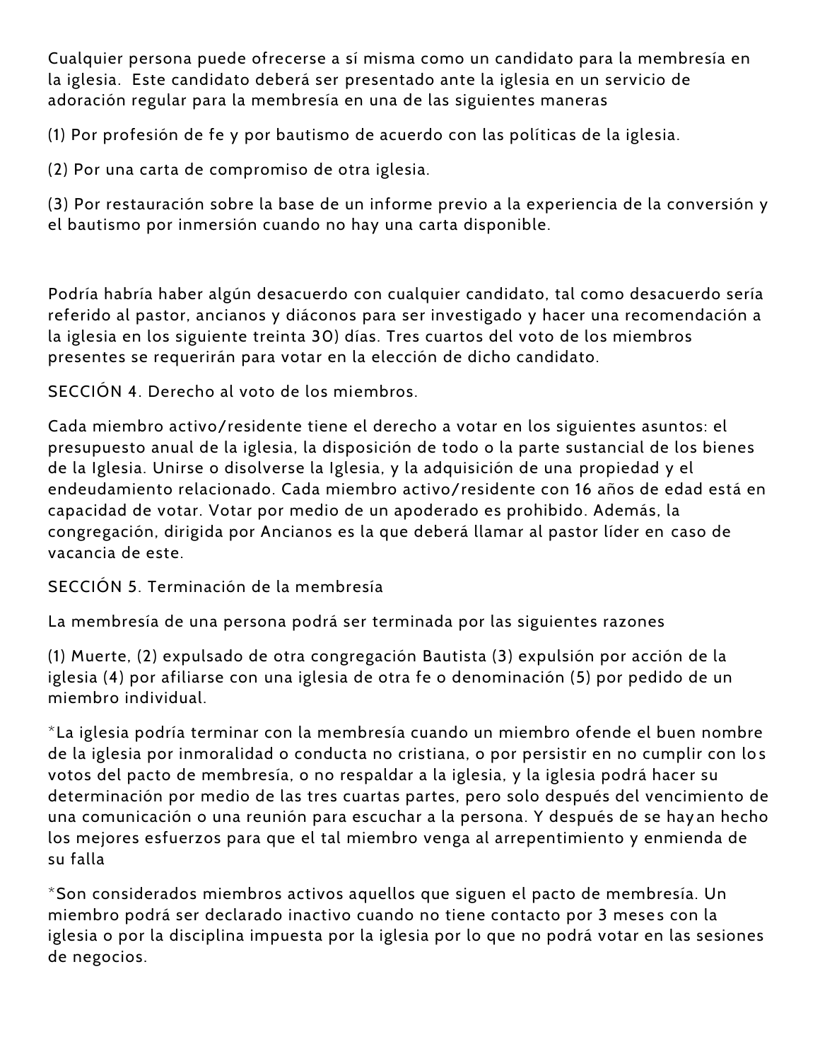Cualquier persona puede ofrecerse a sí misma como un candidato para la membresía en la iglesia.  Este candidato deberá ser presentado ante la iglesia en un servicio de adoración regular para la membresía en una de las siguientes maneras

(1) Por profesión de fe y por bautismo de acuerdo con las políticas de la iglesia.

(2) Por una carta de compromiso de otra iglesia.

(3) Por restauración sobre la base de un informe previo a la experiencia de la conversión y el bautismo por inmersión cuando no hay una carta disponible.

Podría habría haber algún desacuerdo con cualquier candidato, tal como desacuerdo sería referido al pastor, ancianos y diáconos para ser investigado y hacer una recomendación a la iglesia en los siguiente treinta 30) días. Tres cuartos del voto de los miembros presentes se requerirán para votar en la elección de dicho candidato.

SECCIÓN 4. Derecho al voto de los miembros.

Cada miembro activo/residente tiene el derecho a votar en los siguientes asuntos: el presupuesto anual de la iglesia, la disposición de todo o la parte sustancial de los bienes de la Iglesia. Unirse o disolverse la Iglesia, y la adquisición de una propiedad y el endeudamiento relacionado. Cada miembro activo/residente con 16 años de edad está en capacidad de votar. Votar por medio de un apoderado es prohibido. Además, la congregación, dirigida por Ancianos es la que deberá llamar al pastor líder en caso de vacancia de este.

SECCIÓN 5. Terminación de la membresía

La membresía de una persona podrá ser terminada por las siguientes razones

(1) Muerte, (2) expulsado de otra congregación Bautista (3) expulsión por acción de la iglesia (4) por afiliarse con una iglesia de otra fe o denominación (5) por pedido de un miembro individual.

*La iglesia podría terminar con la membresía cuando un miembro ofende el buen nombre de la iglesia por inmoralidad o conducta no cristiana, o por persistir en no cumplir con los votos del pacto de membresía, o no respaldar a la iglesia, y la iglesia podrá hacer su determinación por medio de las tres cuartas partes, pero solo después del vencimiento de una comunicación o una reunión para escuchar a la persona. Y después de se hayan hecho los mejores esfuerzos para que el tal miembro venga al arrepentimiento y enmienda de su falla

*Son considerados miembros activos aquellos que siguen el pacto de membresía. Un miembro podrá ser declarado inactivo cuando no tiene contacto por 3 meses con la iglesia o por la disciplina impuesta por la iglesia por lo que no podrá votar en las sesiones de negocios.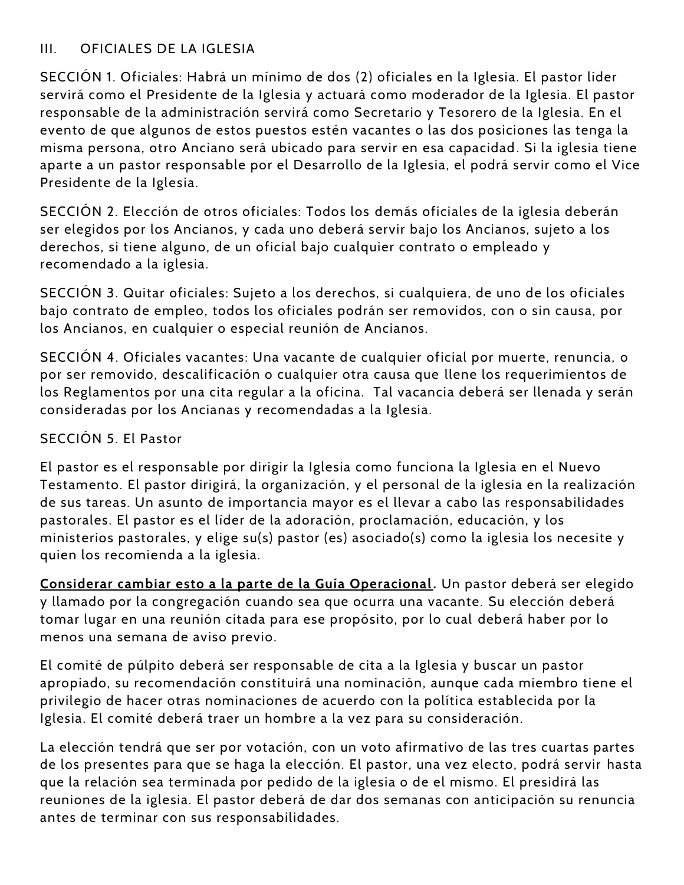## III. OFICIALES DE LA IGLESIA

SECCIÓN 1. Oficiales: Habrá un mínimo de dos (2) oficiales en la Iglesia. El pastor líder servirá como el Presidente de la Iglesia y actuará como moderador de la Iglesia. El pastor responsable de la administración servirá como Secretario y Tesorero de la Iglesia. En el evento de que algunos de estos puestos estén vacantes o las dos posiciones las tenga la misma persona, otro Anciano será ubicado para servir en esa capacidad. Si la iglesia tiene aparte a un pastor responsable por el Desarrollo de la Iglesia, el podrá servir como el Vice Presidente de la Iglesia.

SECCIÓN 2. Elección de otros oficiales: Todos los demás oficiales de la iglesia deberán ser elegidos por los Ancianos, y cada uno deberá servir bajo los Ancianos, sujeto a los derechos, si tiene alguno, de un oficial bajo cualquier contrato o empleado y recomendado a la iglesia.

SECCIÓN 3. Quitar oficiales: Sujeto a los derechos, si cualquiera, de uno de los oficiales bajo contrato de empleo, todos los oficiales podrán ser removidos, con o sin causa, por los Ancianos, en cualquier o especial reunión de Ancianos.

SECCIÓN 4. Oficiales vacantes: Una vacante de cualquier oficial por muerte, renuncia, o por ser removido, descalificación o cualquier otra causa que llene los requerimientos de los Reglamentos por una cita regular a la oficina. Tal vacancia deberá ser llenada y serán consideradas por los Ancianas y recomendadas a la Iglesia.

SECCIÓN 5. El Pastor

El pastor es el responsable por dirigir la Iglesia como funciona la Iglesia en el Nuevo Testamento. El pastor dirigirá, la organización, y el personal de la iglesia en la realización de sus tareas. Un asunto de importancia mayor es el llevar a cabo las responsabilidades pastorales. El pastor es el líder de la adoración, proclamación, educación, y los ministerios pastorales, y elige su(s) pastor (es) asociado(s) como la iglesia los necesite y quien los recomienda a la iglesia.

<u>**Considerar cambiar esto a la parte de la Guía Operacional.**</u> Un pastor deberá ser elegido y llamado por la congregación cuando sea que ocurra una vacante. Su elección deberá tomar lugar en una reunión citada para ese propósito, por lo cual deberá haber por lo menos una semana de aviso previo.

El comité de púlpito deberá ser responsable de cita a la Iglesia y buscar un pastor apropiado, su recomendación constituirá una nominación, aunque cada miembro tiene el privilegio de hacer otras nominaciones de acuerdo con la política establecida por la Iglesia. El comité deberá traer un hombre a la vez para su consideración.

La elección tendrá que ser por votación, con un voto afirmativo de las tres cuartas partes de los presentes para que se haga la elección. El pastor, una vez electo, podrá servir hasta que la relación sea terminada por pedido de la iglesia o de el mismo. El presidirá las reuniones de la iglesia. El pastor deberá de dar dos semanas con anticipación su renuncia antes de terminar con sus responsabilidades.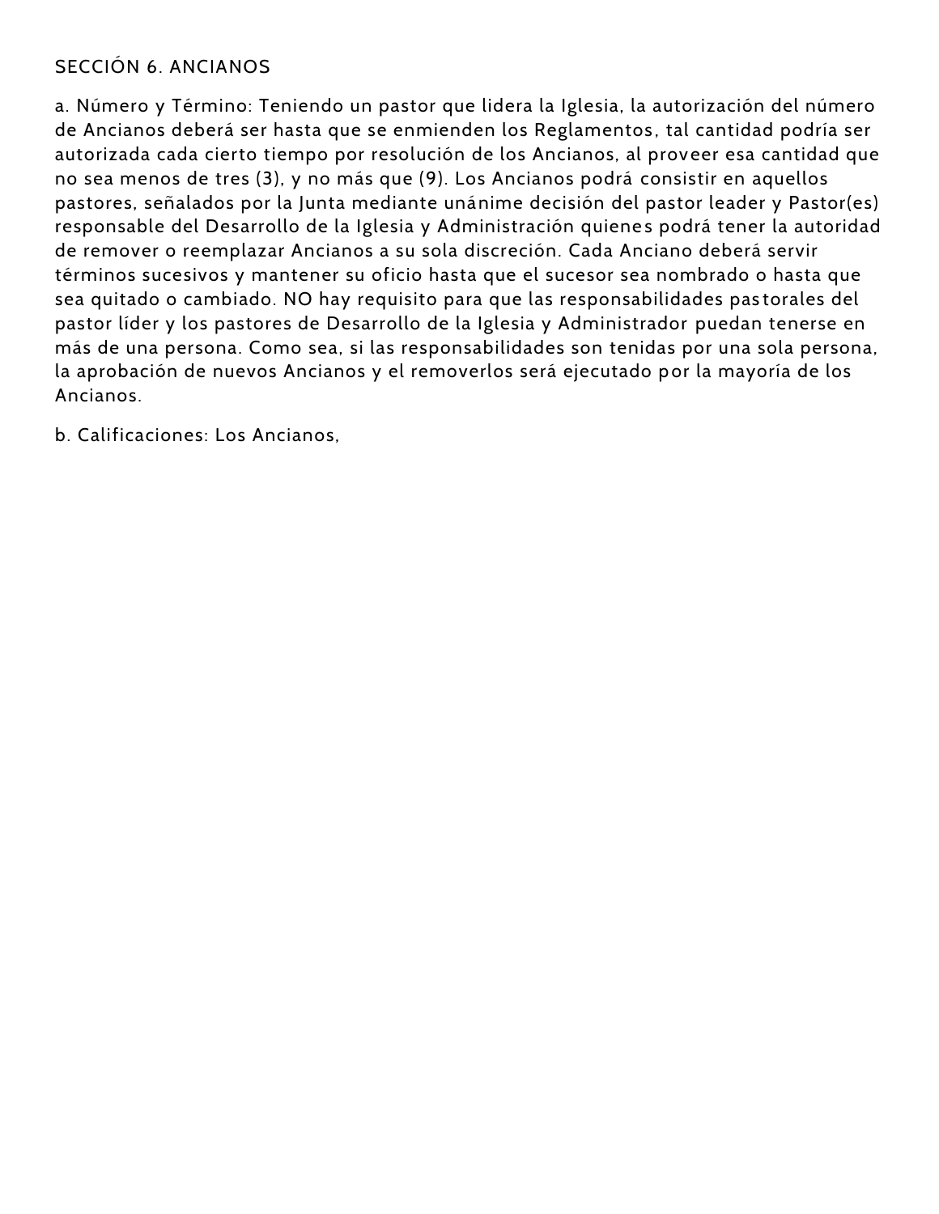SECCIÓN 6. ANCIANOS

a. Número y Término: Teniendo un pastor que lidera la Iglesia, la autorización del número de Ancianos deberá ser hasta que se enmienden los Reglamentos, tal cantidad podría ser autorizada cada cierto tiempo por resolución de los Ancianos, al proveer esa cantidad que no sea menos de tres (3), y no más que (9). Los Ancianos podrá consistir en aquellos pastores, señalados por la Junta mediante unánime decisión del pastor leader y Pastor(es) responsable del Desarrollo de la Iglesia y Administración quienes podrá tener la autoridad de remover o reemplazar Ancianos a su sola discreción. Cada Anciano deberá servir términos sucesivos y mantener su oficio hasta que el sucesor sea nombrado o hasta que sea quitado o cambiado. NO hay requisito para que las responsabilidades pastorales del pastor líder y los pastores de Desarrollo de la Iglesia y Administrador puedan tenerse en más de una persona. Como sea, si las responsabilidades son tenidas por una sola persona, la aprobación de nuevos Ancianos y el removerlos será ejecutado por la mayoría de los Ancianos.

b. Calificaciones: Los Ancianos,